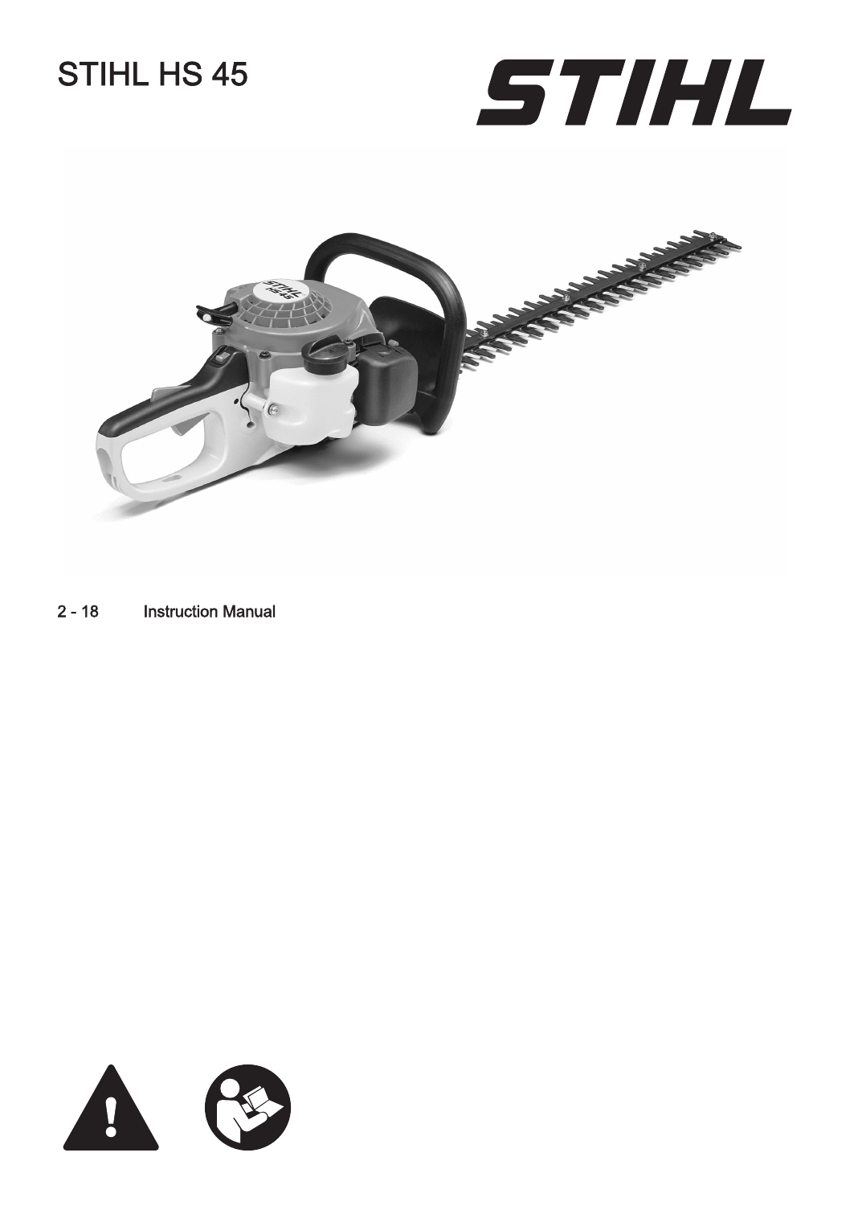# STIHL HS 45

STIHL

2 - 18 Instruction Manual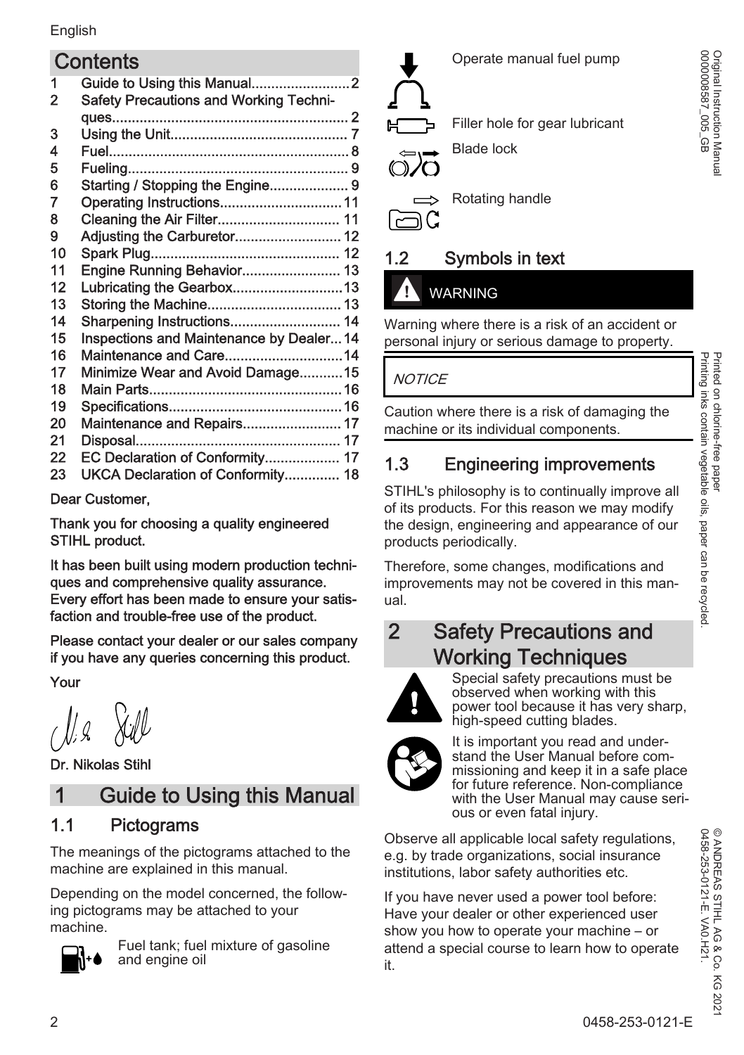## Contents

1 Guide to Using this Manual......................... 2
2 Safety Precautions and Working Techniques........................................................... 2
3 Using the Unit............................................ 7
4 Fuel............................................................ 8
5 Fueling....................................................... 9
6 Starting / Stopping the Engine.................... 9
7 Operating Instructions............................... 11
8 Cleaning the Air Filter............................... 11
9 Adjusting the Carburetor........................... 12
10 Spark Plug............................................... 12
11 Engine Running Behavior......................... 13
12 Lubricating the Gearbox............................13
13 Storing the Machine.................................. 13
14 Sharpening Instructions............................ 14
15 Inspections and Maintenance by Dealer... 14
16 Maintenance and Care..............................14
17 Minimize Wear and Avoid Damage...........15
18 Main Parts................................................ 16
19 Specifications........................................... 16
20 Maintenance and Repairs......................... 17
21 Disposal................................................... 17
22 EC Declaration of Conformity................... 17
23 UKCA Declaration of Conformity.............. 18

**Dear Customer,**

**Thank you for choosing a quality engineered STIHL product.**

**It has been built using modern production techniques and comprehensive quality assurance. Every effort has been made to ensure your satisfaction and trouble-free use of the product.**

**Please contact your dealer or our sales company if you have any queries concerning this product.**

**Your**

**Dr. Nikolas Stihl**

# 1 Guide to Using this Manual

## 1.1 Pictograms

The meanings of the pictograms attached to the machine are explained in this manual.

Depending on the model concerned, the following pictograms may be attached to your machine.

Fuel tank; fuel mixture of gasoline and engine oil

Operate manual fuel pump

Filler hole for gear lubricant

Blade lock

Rotating handle

## 1.2 Symbols in text

WARNING

Warning where there is a risk of an accident or personal injury or serious damage to property.

*NOTICE*

Caution where there is a risk of damaging the machine or its individual components.

## 1.3 Engineering improvements

STIHL's philosophy is to continually improve all of its products. For this reason we may modify the design, engineering and appearance of our products periodically.

Therefore, some changes, modifications and improvements may not be covered in this manual.

# 2 Safety Precautions and Working Techniques

Special safety precautions must be observed when working with this power tool because it has very sharp, high-speed cutting blades.

It is important you read and understand the User Manual before commissioning and keep it in a safe place for future reference. Non-compliance with the User Manual may cause serious or even fatal injury.

Observe all applicable local safety regulations, e.g. by trade organizations, social insurance institutions, labor safety authorities etc.

If you have never used a power tool before: Have your dealer or other experienced user show you how to operate your machine – or attend a special course to learn how to operate it.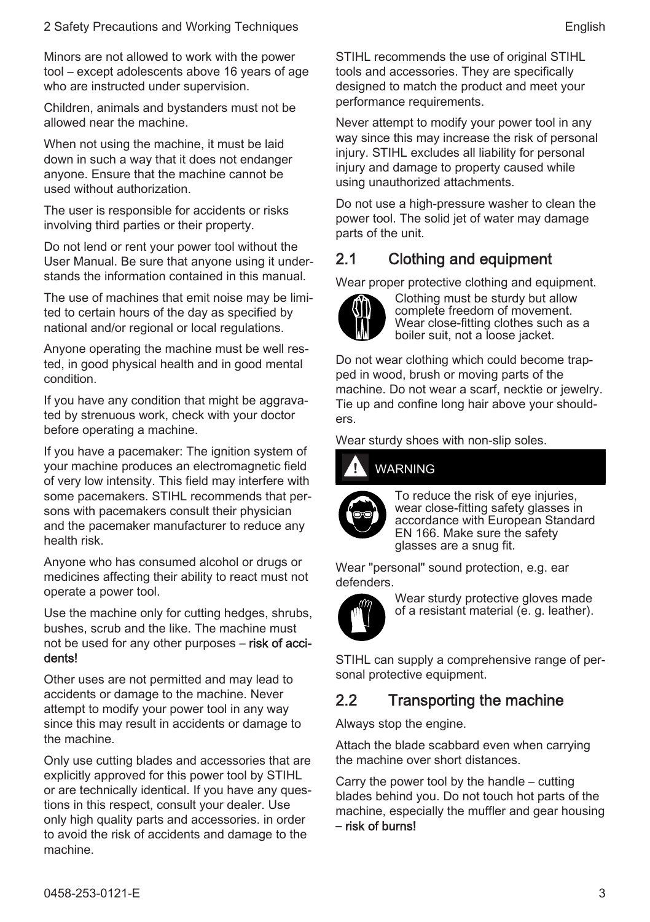Minors are not allowed to work with the power tool – except adolescents above 16 years of age who are instructed under supervision.

Children, animals and bystanders must not be allowed near the machine.

When not using the machine, it must be laid down in such a way that it does not endanger anyone. Ensure that the machine cannot be used without authorization.

The user is responsible for accidents or risks involving third parties or their property.

Do not lend or rent your power tool without the User Manual. Be sure that anyone using it understands the information contained in this manual.

The use of machines that emit noise may be limited to certain hours of the day as specified by national and/or regional or local regulations.

Anyone operating the machine must be well rested, in good physical health and in good mental condition.

If you have any condition that might be aggravated by strenuous work, check with your doctor before operating a machine.

If you have a pacemaker: The ignition system of your machine produces an electromagnetic field of very low intensity. This field may interfere with some pacemakers. STIHL recommends that persons with pacemakers consult their physician and the pacemaker manufacturer to reduce any health risk.

Anyone who has consumed alcohol or drugs or medicines affecting their ability to react must not operate a power tool.

Use the machine only for cutting hedges, shrubs, bushes, scrub and the like. The machine must not be used for any other purposes – **risk of accidents!**

Other uses are not permitted and may lead to accidents or damage to the machine. Never attempt to modify your power tool in any way since this may result in accidents or damage to the machine.

Only use cutting blades and accessories that are explicitly approved for this power tool by STIHL or are technically identical. If you have any questions in this respect, consult your dealer. Use only high quality parts and accessories. in order to avoid the risk of accidents and damage to the machine.

STIHL recommends the use of original STIHL tools and accessories. They are specifically designed to match the product and meet your performance requirements.

Never attempt to modify your power tool in any way since this may increase the risk of personal injury. STIHL excludes all liability for personal injury and damage to property caused while using unauthorized attachments.

Do not use a high-pressure washer to clean the power tool. The solid jet of water may damage parts of the unit.

## 2.1 Clothing and equipment

Wear proper protective clothing and equipment.

Clothing must be sturdy but allow complete freedom of movement. Wear close-fitting clothes such as a boiler suit, not a loose jacket.

Do not wear clothing which could become trapped in wood, brush or moving parts of the machine. Do not wear a scarf, necktie or jewelry. Tie up and confine long hair above your shoulders.

Wear sturdy shoes with non-slip soles.

**WARNING**

To reduce the risk of eye injuries, wear close-fitting safety glasses in accordance with European Standard EN 166. Make sure the safety glasses are a snug fit.

Wear "personal" sound protection, e.g. ear defenders.

Wear sturdy protective gloves made of a resistant material (e. g. leather).

STIHL can supply a comprehensive range of personal protective equipment.

## 2.2 Transporting the machine

Always stop the engine.

Attach the blade scabbard even when carrying the machine over short distances.

Carry the power tool by the handle – cutting blades behind you. Do not touch hot parts of the machine, especially the muffler and gear housing – **risk of burns!**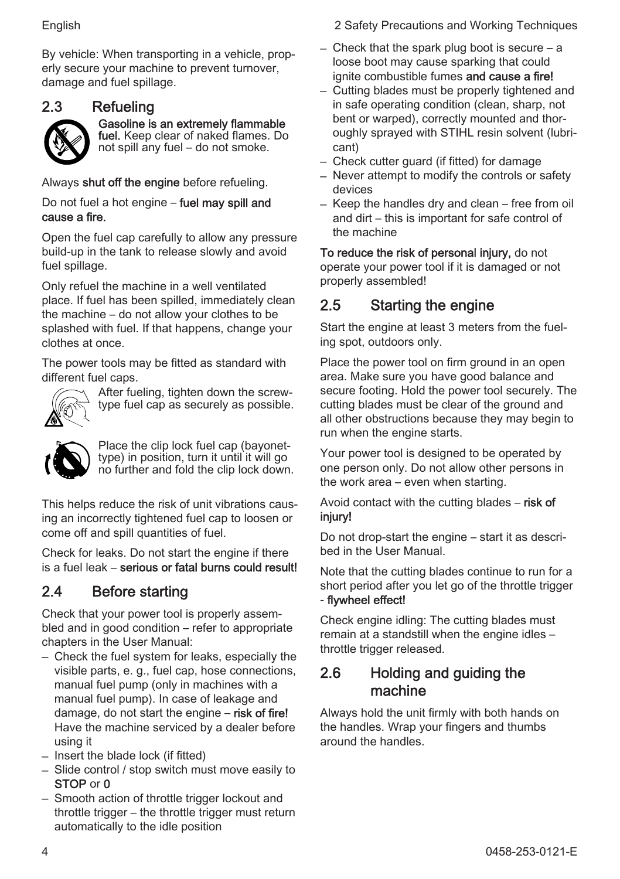By vehicle: When transporting in a vehicle, properly secure your machine to prevent turnover, damage and fuel spillage.

## 2.3 Refueling

**Gasoline is an extremely flammable fuel.** Keep clear of naked flames. Do not spill any fuel – do not smoke.

Always **shut off the engine** before refueling.

Do not fuel a hot engine – **fuel may spill and cause a fire.**

Open the fuel cap carefully to allow any pressure build-up in the tank to release slowly and avoid fuel spillage.

Only refuel the machine in a well ventilated place. If fuel has been spilled, immediately clean the machine – do not allow your clothes to be splashed with fuel. If that happens, change your clothes at once.

The power tools may be fitted as standard with different fuel caps.

After fueling, tighten down the screw-type fuel cap as securely as possible.

Place the clip lock fuel cap (bayonet-type) in position, turn it until it will go no further and fold the clip lock down.

This helps reduce the risk of unit vibrations causing an incorrectly tightened fuel cap to loosen or come off and spill quantities of fuel.

Check for leaks. Do not start the engine if there is a fuel leak – **serious or fatal burns could result!**

## 2.4 Before starting

Check that your power tool is properly assembled and in good condition – refer to appropriate chapters in the User Manual:

- Check the fuel system for leaks, especially the visible parts, e. g., fuel cap, hose connections, manual fuel pump (only in machines with a manual fuel pump). In case of leakage and damage, do not start the engine – **risk of fire!** Have the machine serviced by a dealer before using it
- Insert the blade lock (if fitted)
- Slide control / stop switch must move easily to **STOP** or **0**
- Smooth action of throttle trigger lockout and throttle trigger – the throttle trigger must return automatically to the idle position
- Check that the spark plug boot is secure – a loose boot may cause sparking that could ignite combustible fumes **and cause a fire!**
- Cutting blades must be properly tightened and in safe operating condition (clean, sharp, not bent or warped), correctly mounted and thoroughly sprayed with STIHL resin solvent (lubricant)
- Check cutter guard (if fitted) for damage
- Never attempt to modify the controls or safety devices
- Keep the handles dry and clean – free from oil and dirt – this is important for safe control of the machine

**To reduce the risk of personal injury,** do not operate your power tool if it is damaged or not properly assembled!

## 2.5 Starting the engine

Start the engine at least 3 meters from the fueling spot, outdoors only.

Place the power tool on firm ground in an open area. Make sure you have good balance and secure footing. Hold the power tool securely. The cutting blades must be clear of the ground and all other obstructions because they may begin to run when the engine starts.

Your power tool is designed to be operated by one person only. Do not allow other persons in the work area – even when starting.

Avoid contact with the cutting blades – **risk of injury!**

Do not drop-start the engine – start it as described in the User Manual.

Note that the cutting blades continue to run for a short period after you let go of the throttle trigger - **flywheel effect!**

Check engine idling: The cutting blades must remain at a standstill when the engine idles – throttle trigger released.

## 2.6 Holding and guiding the machine

Always hold the unit firmly with both hands on the handles. Wrap your fingers and thumbs around the handles.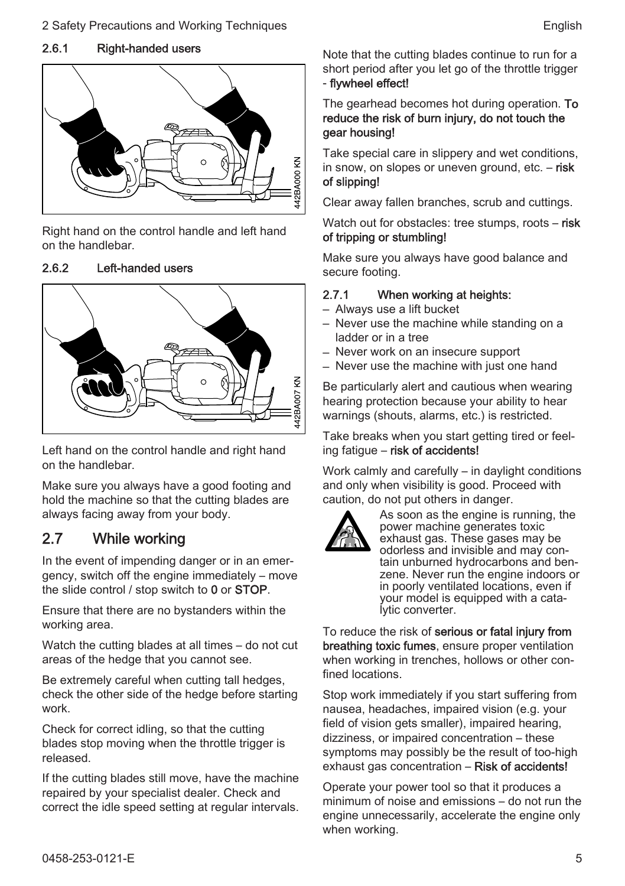#### 2.6.1 Right-handed users

442BA000 KN

Right hand on the control handle and left hand on the handlebar.

#### 2.6.2 Left-handed users

442BA007 KN

Left hand on the control handle and right hand on the handlebar.

Make sure you always have a good footing and hold the machine so that the cutting blades are always facing away from your body.

## 2.7 While working

In the event of impending danger or in an emergency, switch off the engine immediately – move the slide control / stop switch to **0** or **STOP**.

Ensure that there are no bystanders within the working area.

Watch the cutting blades at all times – do not cut areas of the hedge that you cannot see.

Be extremely careful when cutting tall hedges, check the other side of the hedge before starting work.

Check for correct idling, so that the cutting blades stop moving when the throttle trigger is released.

If the cutting blades still move, have the machine repaired by your specialist dealer. Check and correct the idle speed setting at regular intervals.

Note that the cutting blades continue to run for a short period after you let go of the throttle trigger - **flywheel effect!**

The gearhead becomes hot during operation. **To reduce the risk of burn injury, do not touch the gear housing!**

Take special care in slippery and wet conditions, in snow, on slopes or uneven ground, etc. – **risk of slipping!**

Clear away fallen branches, scrub and cuttings.

Watch out for obstacles: tree stumps, roots – **risk of tripping or stumbling!**

Make sure you always have good balance and secure footing.

#### 2.7.1 When working at heights:

- Always use a lift bucket
- Never use the machine while standing on a ladder or in a tree
- Never work on an insecure support
- Never use the machine with just one hand

Be particularly alert and cautious when wearing hearing protection because your ability to hear warnings (shouts, alarms, etc.) is restricted.

Take breaks when you start getting tired or feeling fatigue – **risk of accidents!**

Work calmly and carefully – in daylight conditions and only when visibility is good. Proceed with caution, do not put others in danger.

As soon as the engine is running, the power machine generates toxic exhaust gas. These gases may be odorless and invisible and may contain unburned hydrocarbons and benzene. Never run the engine indoors or in poorly ventilated locations, even if your model is equipped with a catalytic converter.

To reduce the risk of **serious or fatal injury from breathing toxic fumes**, ensure proper ventilation when working in trenches, hollows or other confined locations.

Stop work immediately if you start suffering from nausea, headaches, impaired vision (e.g. your field of vision gets smaller), impaired hearing, dizziness, or impaired concentration – these symptoms may possibly be the result of too-high exhaust gas concentration – **Risk of accidents!**

Operate your power tool so that it produces a minimum of noise and emissions – do not run the engine unnecessarily, accelerate the engine only when working.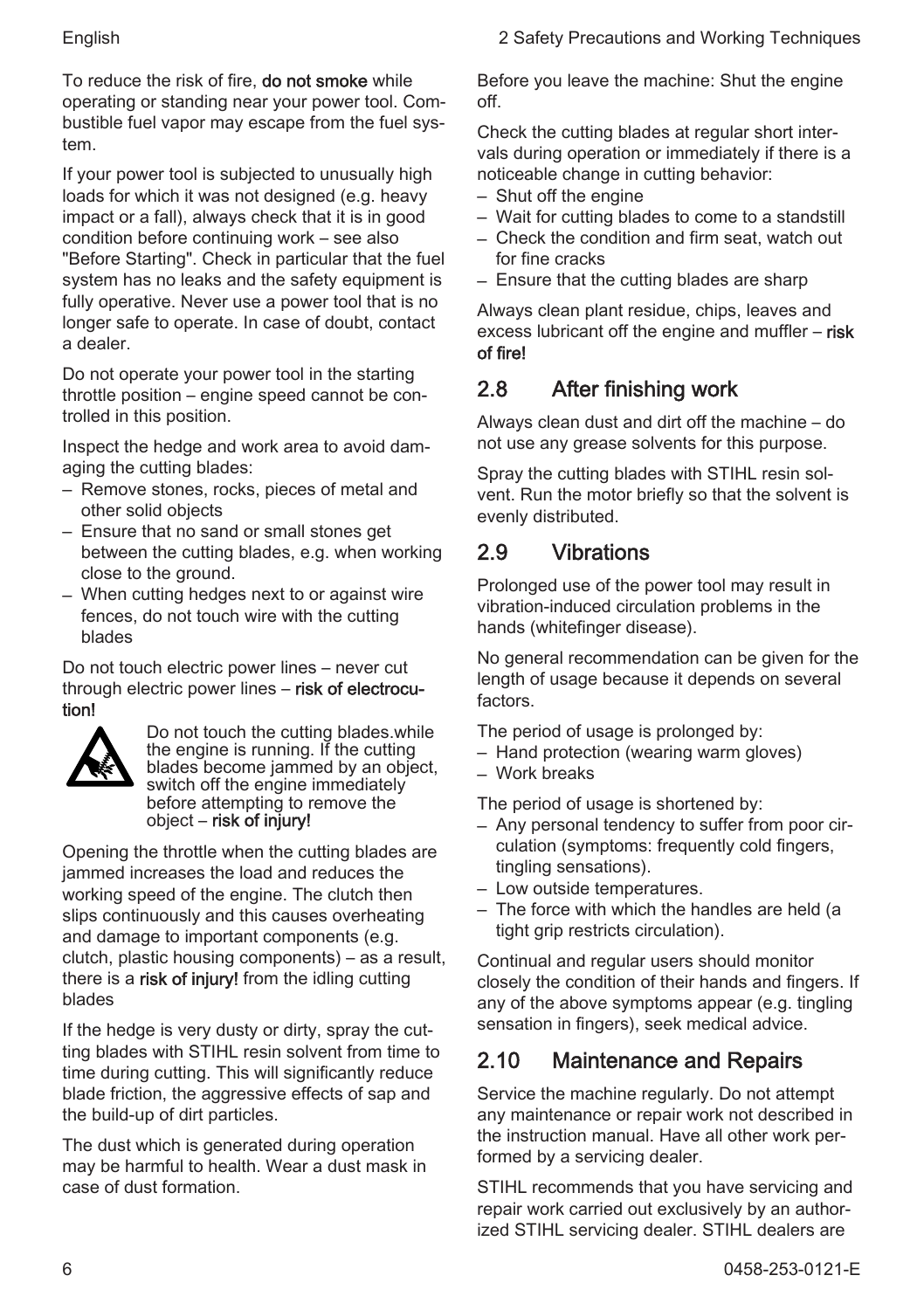To reduce the risk of fire, **do not smoke** while operating or standing near your power tool. Combustible fuel vapor may escape from the fuel system.

If your power tool is subjected to unusually high loads for which it was not designed (e.g. heavy impact or a fall), always check that it is in good condition before continuing work – see also "Before Starting". Check in particular that the fuel system has no leaks and the safety equipment is fully operative. Never use a power tool that is no longer safe to operate. In case of doubt, contact a dealer.

Do not operate your power tool in the starting throttle position – engine speed cannot be controlled in this position.

Inspect the hedge and work area to avoid damaging the cutting blades:

– Remove stones, rocks, pieces of metal and other solid objects
– Ensure that no sand or small stones get between the cutting blades, e.g. when working close to the ground.
– When cutting hedges next to or against wire fences, do not touch wire with the cutting blades

Do not touch electric power lines – never cut through electric power lines – **risk of electrocution!**

Do not touch the cutting blades.while the engine is running. If the cutting blades become jammed by an object, switch off the engine immediately before attempting to remove the object – **risk of injury!**

Opening the throttle when the cutting blades are jammed increases the load and reduces the working speed of the engine. The clutch then slips continuously and this causes overheating and damage to important components (e.g. clutch, plastic housing components) – as a result, there is a **risk of injury!** from the idling cutting blades

If the hedge is very dusty or dirty, spray the cutting blades with STIHL resin solvent from time to time during cutting. This will significantly reduce blade friction, the aggressive effects of sap and the build-up of dirt particles.

The dust which is generated during operation may be harmful to health. Wear a dust mask in case of dust formation.

Before you leave the machine: Shut the engine off.

Check the cutting blades at regular short intervals during operation or immediately if there is a noticeable change in cutting behavior:

– Shut off the engine
– Wait for cutting blades to come to a standstill
– Check the condition and firm seat, watch out for fine cracks
– Ensure that the cutting blades are sharp

Always clean plant residue, chips, leaves and excess lubricant off the engine and muffler – **risk of fire!**

## 2.8 After finishing work

Always clean dust and dirt off the machine – do not use any grease solvents for this purpose.

Spray the cutting blades with STIHL resin solvent. Run the motor briefly so that the solvent is evenly distributed.

## 2.9 Vibrations

Prolonged use of the power tool may result in vibration-induced circulation problems in the hands (whitefinger disease).

No general recommendation can be given for the length of usage because it depends on several factors.

The period of usage is prolonged by:

– Hand protection (wearing warm gloves)
– Work breaks

The period of usage is shortened by:

– Any personal tendency to suffer from poor circulation (symptoms: frequently cold fingers, tingling sensations).
– Low outside temperatures.
– The force with which the handles are held (a tight grip restricts circulation).

Continual and regular users should monitor closely the condition of their hands and fingers. If any of the above symptoms appear (e.g. tingling sensation in fingers), seek medical advice.

## 2.10 Maintenance and Repairs

Service the machine regularly. Do not attempt any maintenance or repair work not described in the instruction manual. Have all other work performed by a servicing dealer.

STIHL recommends that you have servicing and repair work carried out exclusively by an authorized STIHL servicing dealer. STIHL dealers are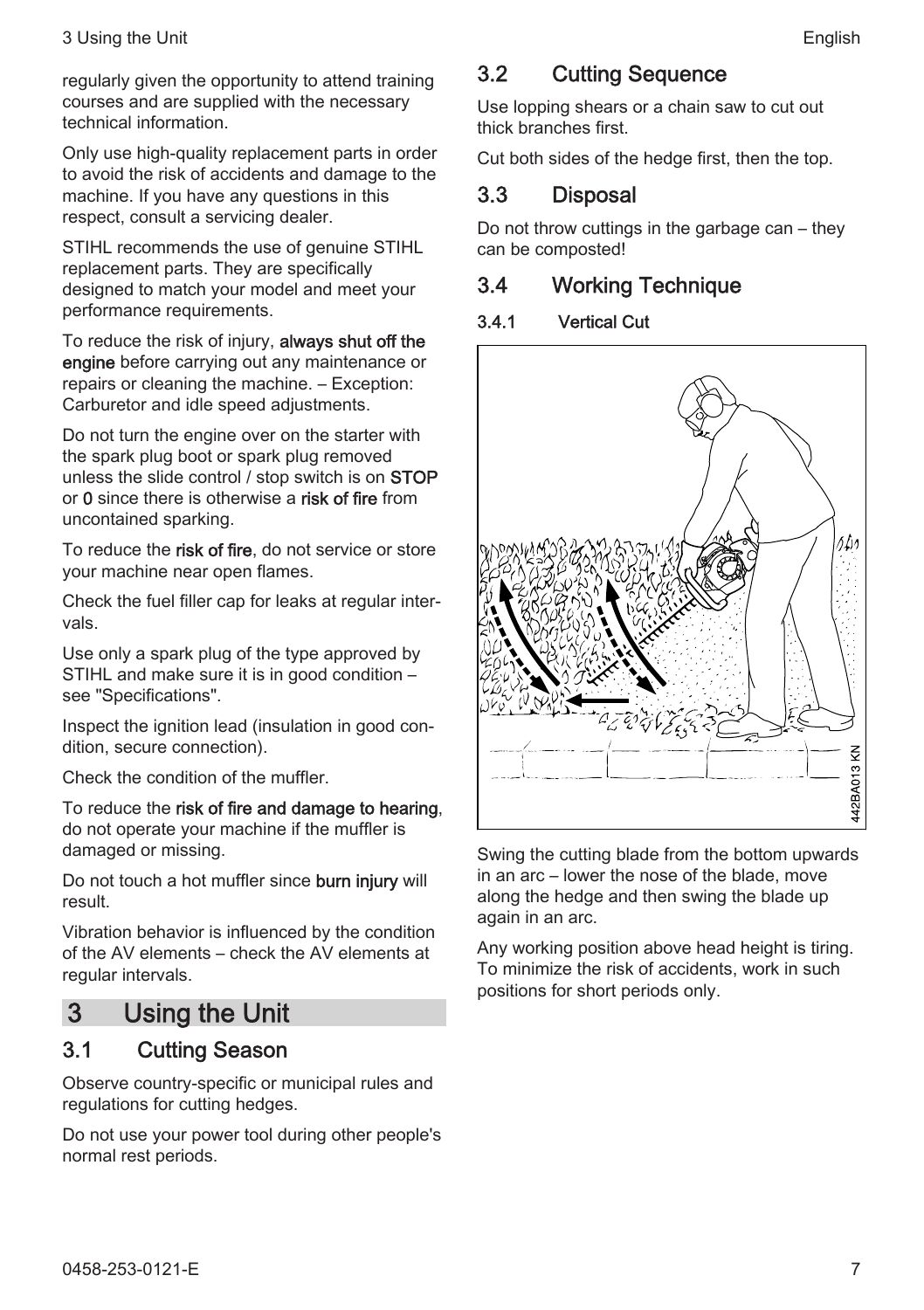regularly given the opportunity to attend training courses and are supplied with the necessary technical information.

Only use high-quality replacement parts in order to avoid the risk of accidents and damage to the machine. If you have any questions in this respect, consult a servicing dealer.

STIHL recommends the use of genuine STIHL replacement parts. They are specifically designed to match your model and meet your performance requirements.

To reduce the risk of injury, **always shut off the engine** before carrying out any maintenance or repairs or cleaning the machine. – Exception: Carburetor and idle speed adjustments.

Do not turn the engine over on the starter with the spark plug boot or spark plug removed unless the slide control / stop switch is on **STOP** or **0** since there is otherwise a **risk of fire** from uncontained sparking.

To reduce the **risk of fire**, do not service or store your machine near open flames.

Check the fuel filler cap for leaks at regular intervals.

Use only a spark plug of the type approved by STIHL and make sure it is in good condition – see "Specifications".

Inspect the ignition lead (insulation in good condition, secure connection).

Check the condition of the muffler.

To reduce the **risk of fire and damage to hearing**, do not operate your machine if the muffler is damaged or missing.

Do not touch a hot muffler since **burn injury** will result.

Vibration behavior is influenced by the condition of the AV elements – check the AV elements at regular intervals.

# 3 Using the Unit

## 3.1 Cutting Season

Observe country-specific or municipal rules and regulations for cutting hedges.

Do not use your power tool during other people's normal rest periods.

## 3.2 Cutting Sequence

Use lopping shears or a chain saw to cut out thick branches first.

Cut both sides of the hedge first, then the top.

## 3.3 Disposal

Do not throw cuttings in the garbage can – they can be composted!

## 3.4 Working Technique

### 3.4.1 Vertical Cut

442BA013 KN

Swing the cutting blade from the bottom upwards in an arc – lower the nose of the blade, move along the hedge and then swing the blade up again in an arc.

Any working position above head height is tiring. To minimize the risk of accidents, work in such positions for short periods only.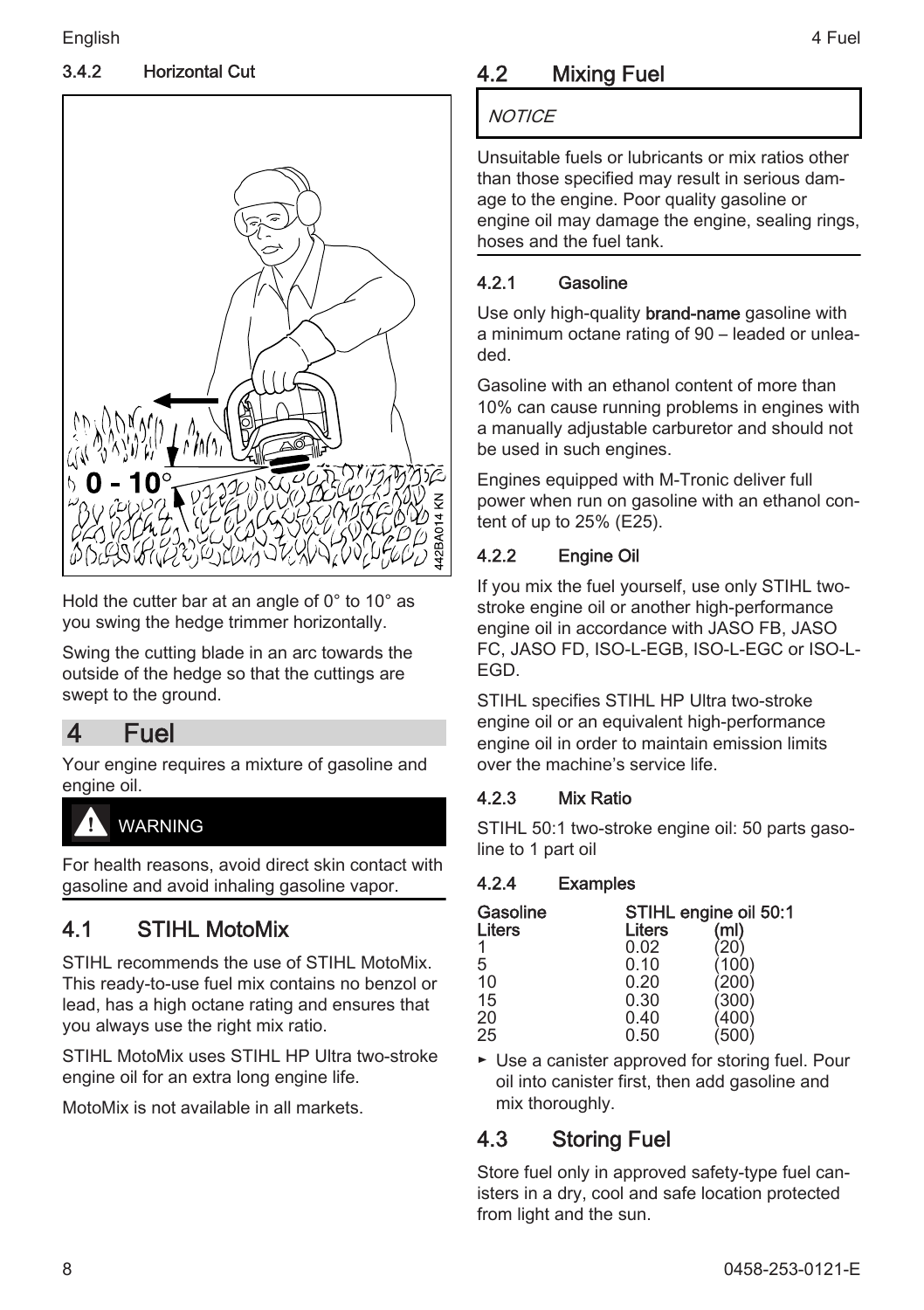#### 3.4.2 Horizontal Cut

Hold the cutter bar at an angle of 0° to 10° as you swing the hedge trimmer horizontally.

Swing the cutting blade in an arc towards the outside of the hedge so that the cuttings are swept to the ground.

# 4 Fuel

Your engine requires a mixture of gasoline and engine oil.

**WARNING**

For health reasons, avoid direct skin contact with gasoline and avoid inhaling gasoline vapor.

## 4.1 STIHL MotoMix

STIHL recommends the use of STIHL MotoMix. This ready-to-use fuel mix contains no benzol or lead, has a high octane rating and ensures that you always use the right mix ratio.

STIHL MotoMix uses STIHL HP Ultra two-stroke engine oil for an extra long engine life.

MotoMix is not available in all markets.

## 4.2 Mixing Fuel

*NOTICE*

Unsuitable fuels or lubricants or mix ratios other than those specified may result in serious damage to the engine. Poor quality gasoline or engine oil may damage the engine, sealing rings, hoses and the fuel tank.

#### 4.2.1 Gasoline

Use only high-quality **brand-name** gasoline with a minimum octane rating of 90 – leaded or unleaded.

Gasoline with an ethanol content of more than 10% can cause running problems in engines with a manually adjustable carburetor and should not be used in such engines.

Engines equipped with M-Tronic deliver full power when run on gasoline with an ethanol content of up to 25% (E25).

#### 4.2.2 Engine Oil

If you mix the fuel yourself, use only STIHL two-stroke engine oil or another high-performance engine oil in accordance with JASO FB, JASO FC, JASO FD, ISO-L-EGB, ISO-L-EGC or ISO-L-EGD.

STIHL specifies STIHL HP Ultra two-stroke engine oil or an equivalent high-performance engine oil in order to maintain emission limits over the machine's service life.

#### 4.2.3 Mix Ratio

STIHL 50:1 two-stroke engine oil: 50 parts gasoline to 1 part oil

#### 4.2.4 Examples

| Gasoline | STIHL engine oil 50:1 | |
|---|---|---|
| Liters | Liters | (ml) |
| 1 | 0.02 | (20) |
| 5 | 0.10 | (100) |
| 10 | 0.20 | (200) |
| 15 | 0.30 | (300) |
| 20 | 0.40 | (400) |
| 25 | 0.50 | (500) |

- Use a canister approved for storing fuel. Pour oil into canister first, then add gasoline and mix thoroughly.

## 4.3 Storing Fuel

Store fuel only in approved safety-type fuel canisters in a dry, cool and safe location protected from light and the sun.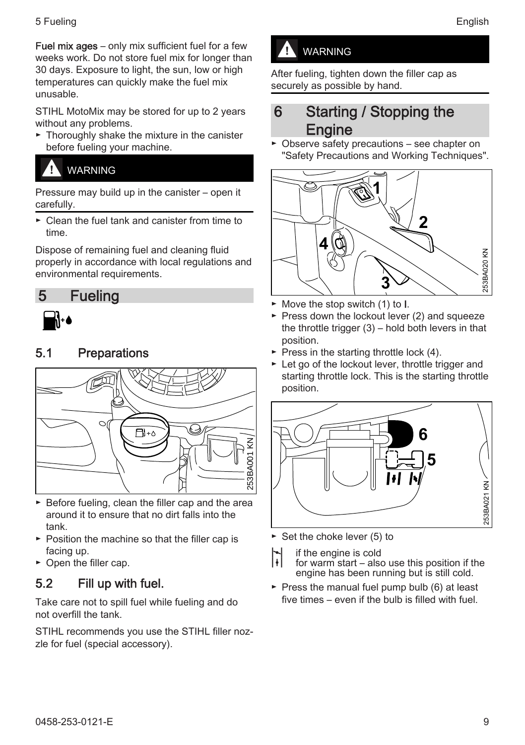**Fuel mix ages** – only mix sufficient fuel for a few weeks work. Do not store fuel mix for longer than 30 days. Exposure to light, the sun, low or high temperatures can quickly make the fuel mix unusable.

STIHL MotoMix may be stored for up to 2 years without any problems.

- Thoroughly shake the mixture in the canister before fueling your machine.

**WARNING**

Pressure may build up in the canister – open it carefully.

- Clean the fuel tank and canister from time to time.

Dispose of remaining fuel and cleaning fluid properly in accordance with local regulations and environmental requirements.

# 5 Fueling

## 5.1 Preparations

253BA001 KN

- Before fueling, clean the filler cap and the area around it to ensure that no dirt falls into the tank.
- Position the machine so that the filler cap is facing up.
- Open the filler cap.

## 5.2 Fill up with fuel.

Take care not to spill fuel while fueling and do not overfill the tank.

STIHL recommends you use the STIHL filler nozzle for fuel (special accessory).

**WARNING**

After fueling, tighten down the filler cap as securely as possible by hand.

# 6 Starting / Stopping the Engine

- Observe safety precautions – see chapter on "Safety Precautions and Working Techniques".

253BA020 KN

- Move the stop switch (1) to **I**.
- Press down the lockout lever (2) and squeeze the throttle trigger (3) – hold both levers in that position.
- Press in the starting throttle lock (4).
- Let go of the lockout lever, throttle trigger and starting throttle lock. This is the starting throttle position.

253BA021 KN

- Set the choke lever (5) to

if the engine is cold

for warm start – also use this position if the engine has been running but is still cold.

- Press the manual fuel pump bulb (6) at least five times – even if the bulb is filled with fuel.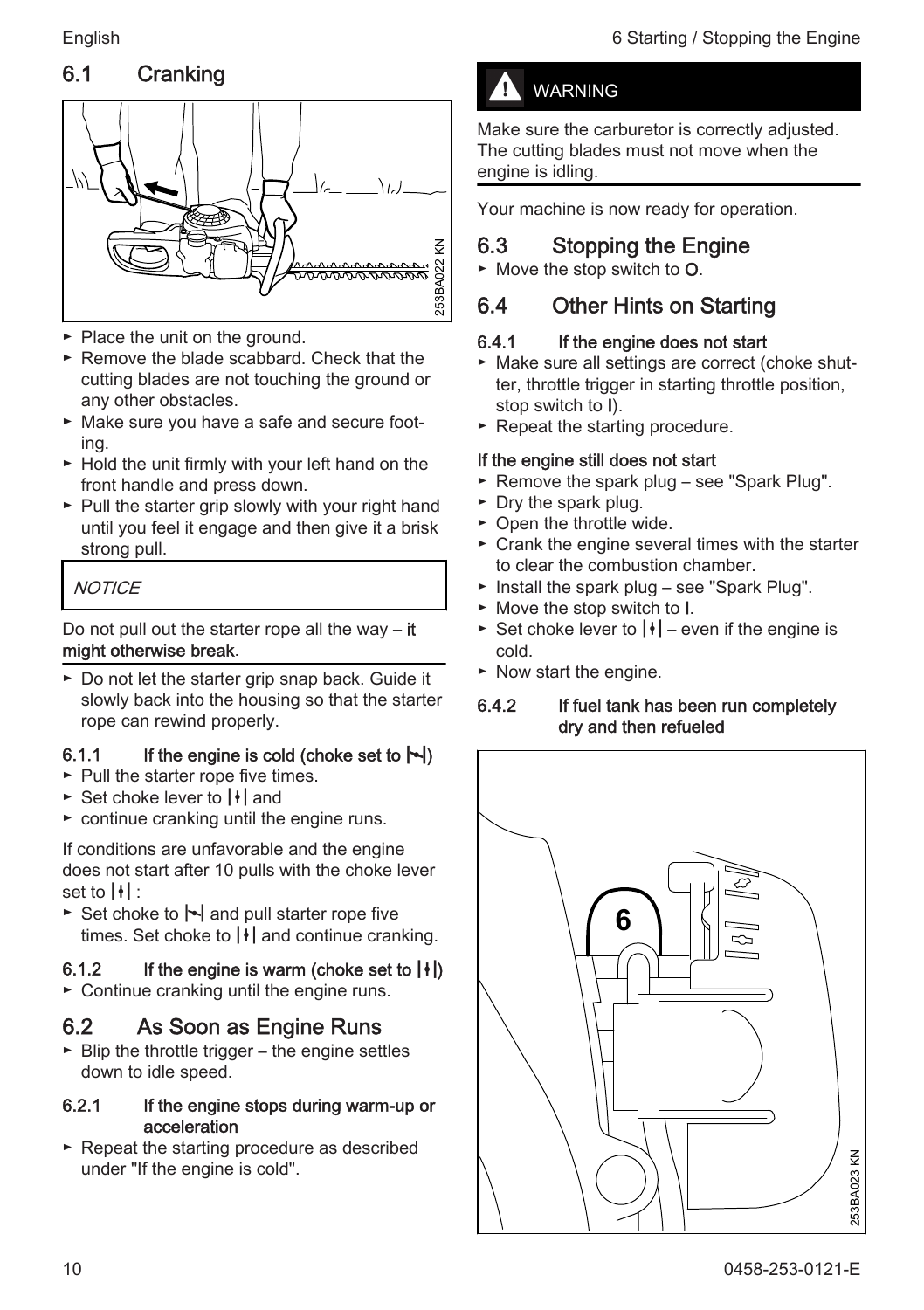## 6.1 Cranking

- Place the unit on the ground.
- Remove the blade scabbard. Check that the cutting blades are not touching the ground or any other obstacles.
- Make sure you have a safe and secure footing.
- Hold the unit firmly with your left hand on the front handle and press down.
- Pull the starter grip slowly with your right hand until you feel it engage and then give it a brisk strong pull.

*NOTICE*

Do not pull out the starter rope all the way – **it might otherwise break**.

- Do not let the starter grip snap back. Guide it slowly back into the housing so that the starter rope can rewind properly.

### 6.1.1 If the engine is cold (choke set to ⊢⊣)

- Pull the starter rope five times.
- Set choke lever to |↕| and
- continue cranking until the engine runs.

If conditions are unfavorable and the engine does not start after 10 pulls with the choke lever set to |↕| :

- Set choke to ⊢⊣ and pull starter rope five times. Set choke to |↕| and continue cranking.

### 6.1.2 If the engine is warm (choke set to |↕|)

- Continue cranking until the engine runs.

## 6.2 As Soon as Engine Runs

- Blip the throttle trigger – the engine settles down to idle speed.

### 6.2.1 If the engine stops during warm-up or acceleration

- Repeat the starting procedure as described under "If the engine is cold".

**WARNING**

Make sure the carburetor is correctly adjusted. The cutting blades must not move when the engine is idling.

Your machine is now ready for operation.

## 6.3 Stopping the Engine

- Move the stop switch to **O**.

## 6.4 Other Hints on Starting

### 6.4.1 If the engine does not start

- Make sure all settings are correct (choke shutter, throttle trigger in starting throttle position, stop switch to **I**).
- Repeat the starting procedure.

**If the engine still does not start**

- Remove the spark plug – see "Spark Plug".
- Dry the spark plug.
- Open the throttle wide.
- Crank the engine several times with the starter to clear the combustion chamber.
- Install the spark plug – see "Spark Plug".
- Move the stop switch to **I**.
- Set choke lever to |↕| – even if the engine is cold.
- Now start the engine.

### 6.4.2 If fuel tank has been run completely dry and then refueled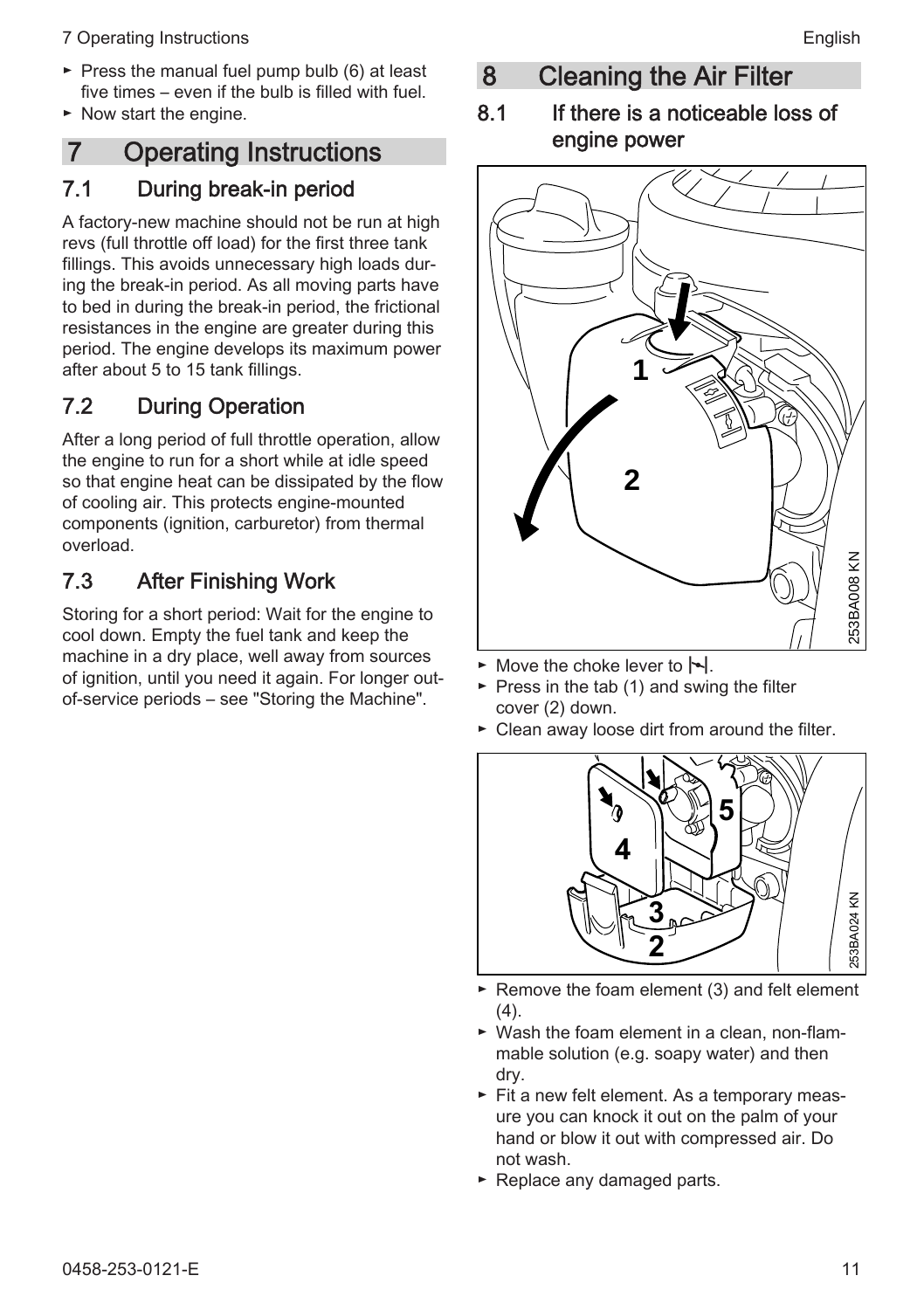- Press the manual fuel pump bulb (6) at least five times – even if the bulb is filled with fuel.
- Now start the engine.

# 7 Operating Instructions

## 7.1 During break-in period

A factory-new machine should not be run at high revs (full throttle off load) for the first three tank fillings. This avoids unnecessary high loads during the break-in period. As all moving parts have to bed in during the break-in period, the frictional resistances in the engine are greater during this period. The engine develops its maximum power after about 5 to 15 tank fillings.

## 7.2 During Operation

After a long period of full throttle operation, allow the engine to run for a short while at idle speed so that engine heat can be dissipated by the flow of cooling air. This protects engine-mounted components (ignition, carburetor) from thermal overload.

## 7.3 After Finishing Work

Storing for a short period: Wait for the engine to cool down. Empty the fuel tank and keep the machine in a dry place, well away from sources of ignition, until you need it again. For longer out-of-service periods – see "Storing the Machine".

# 8 Cleaning the Air Filter

## 8.1 If there is a noticeable loss of engine power

- Move the choke lever to ⊢⊣.
- Press in the tab (1) and swing the filter cover (2) down.
- Clean away loose dirt from around the filter.

- Remove the foam element (3) and felt element (4).
- Wash the foam element in a clean, non-flammable solution (e.g. soapy water) and then dry.
- Fit a new felt element. As a temporary measure you can knock it out on the palm of your hand or blow it out with compressed air. Do not wash.
- Replace any damaged parts.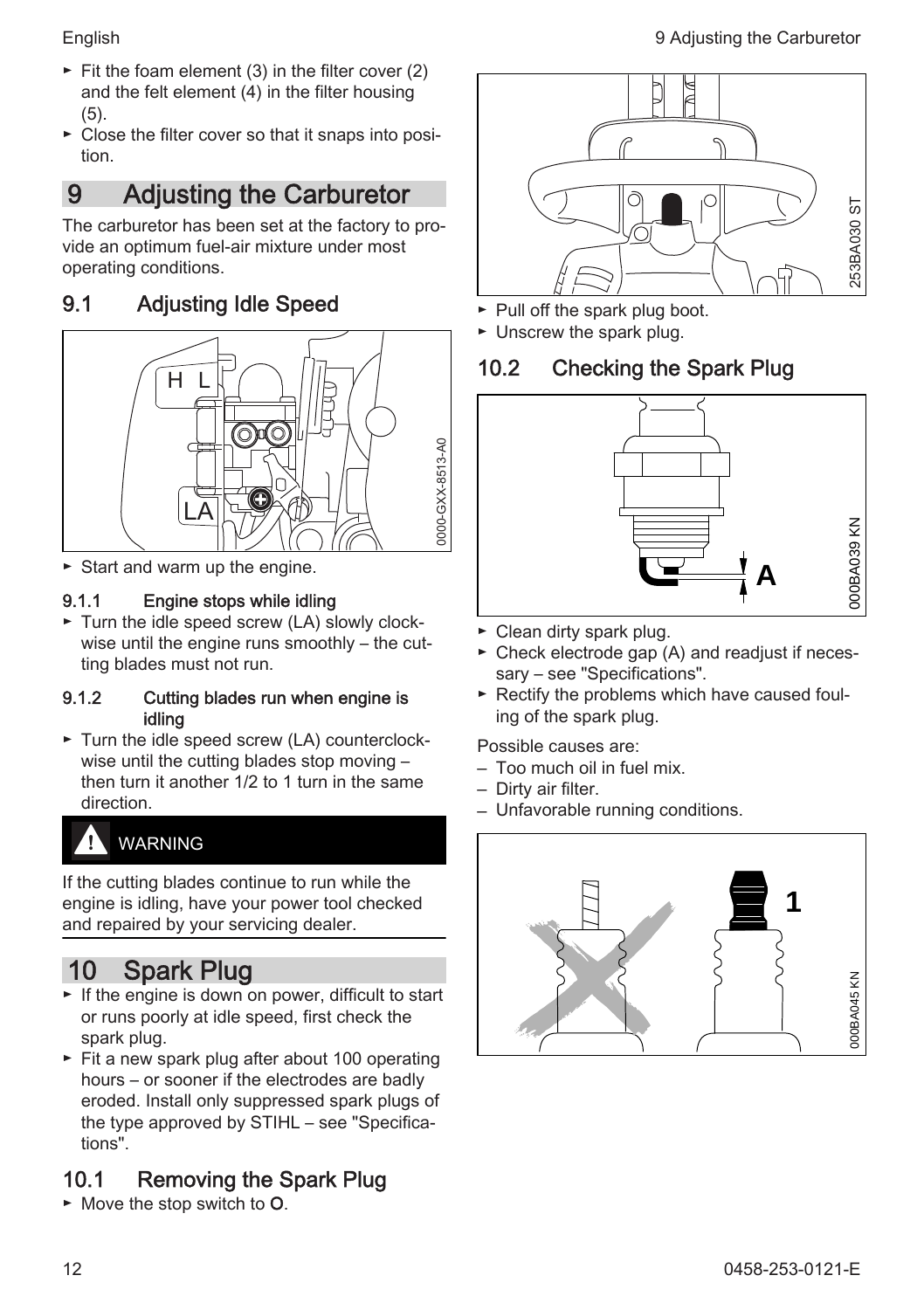- ► Fit the foam element (3) in the filter cover (2) and the felt element (4) in the filter housing (5).
- ► Close the filter cover so that it snaps into position.

# 9 Adjusting the Carburetor

The carburetor has been set at the factory to provide an optimum fuel-air mixture under most operating conditions.

## 9.1 Adjusting Idle Speed

- ► Start and warm up the engine.

### 9.1.1 Engine stops while idling

- ► Turn the idle speed screw (LA) slowly clockwise until the engine runs smoothly – the cutting blades must not run.

### 9.1.2 Cutting blades run when engine is idling

- ► Turn the idle speed screw (LA) counterclockwise until the cutting blades stop moving – then turn it another 1/2 to 1 turn in the same direction.

**WARNING**

If the cutting blades continue to run while the engine is idling, have your power tool checked and repaired by your servicing dealer.

# 10 Spark Plug

- ► If the engine is down on power, difficult to start or runs poorly at idle speed, first check the spark plug.
- ► Fit a new spark plug after about 100 operating hours – or sooner if the electrodes are badly eroded. Install only suppressed spark plugs of the type approved by STIHL – see "Specifications".

## 10.1 Removing the Spark Plug

- ► Move the stop switch to **O**.
- ► Pull off the spark plug boot.
- ► Unscrew the spark plug.

## 10.2 Checking the Spark Plug

- ► Clean dirty spark plug.
- ► Check electrode gap (A) and readjust if necessary – see "Specifications".
- ► Rectify the problems which have caused fouling of the spark plug.

Possible causes are:

- – Too much oil in fuel mix.
- – Dirty air filter.
- – Unfavorable running conditions.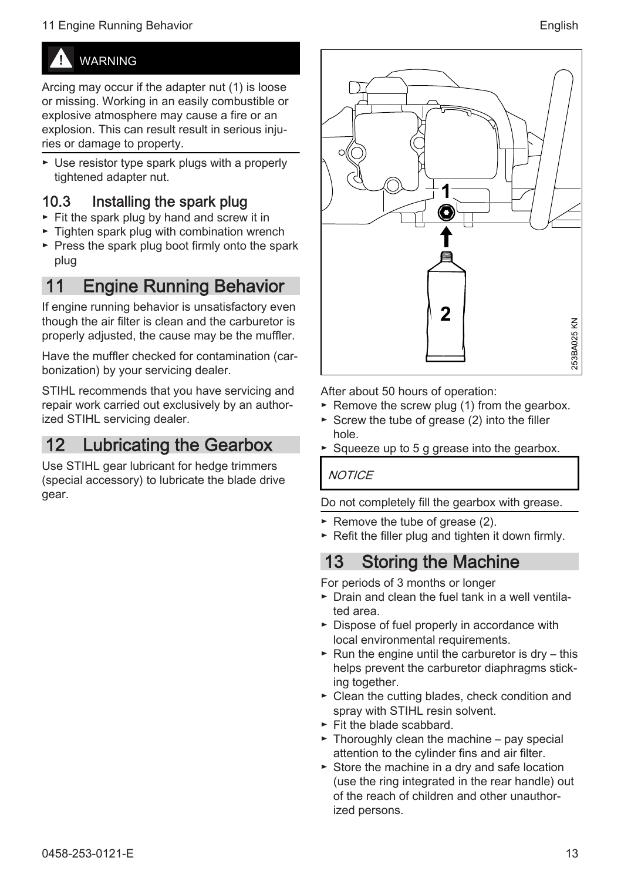> ⚠ **WARNING**
>
> Arcing may occur if the adapter nut (1) is loose or missing. Working in an easily combustible or explosive atmosphere may cause a fire or an explosion. This can result result in serious injuries or damage to property.

- Use resistor type spark plugs with a properly tightened adapter nut.

### 10.3 Installing the spark plug

- Fit the spark plug by hand and screw it in
- Tighten spark plug with combination wrench
- Press the spark plug boot firmly onto the spark plug

## 11 Engine Running Behavior

If engine running behavior is unsatisfactory even though the air filter is clean and the carburetor is properly adjusted, the cause may be the muffler.

Have the muffler checked for contamination (carbonization) by your servicing dealer.

STIHL recommends that you have servicing and repair work carried out exclusively by an authorized STIHL servicing dealer.

## 12 Lubricating the Gearbox

Use STIHL gear lubricant for hedge trimmers (special accessory) to lubricate the blade drive gear.

253BA025 KN

After about 50 hours of operation:

- Remove the screw plug (1) from the gearbox.
- Screw the tube of grease (2) into the filler hole.
- Squeeze up to 5 g grease into the gearbox.

> *NOTICE*
>
> Do not completely fill the gearbox with grease.

- Remove the tube of grease (2).
- Refit the filler plug and tighten it down firmly.

## 13 Storing the Machine

For periods of 3 months or longer

- Drain and clean the fuel tank in a well ventilated area.
- Dispose of fuel properly in accordance with local environmental requirements.
- Run the engine until the carburetor is dry – this helps prevent the carburetor diaphragms sticking together.
- Clean the cutting blades, check condition and spray with STIHL resin solvent.
- Fit the blade scabbard.
- Thoroughly clean the machine – pay special attention to the cylinder fins and air filter.
- Store the machine in a dry and safe location (use the ring integrated in the rear handle) out of the reach of children and other unauthorized persons.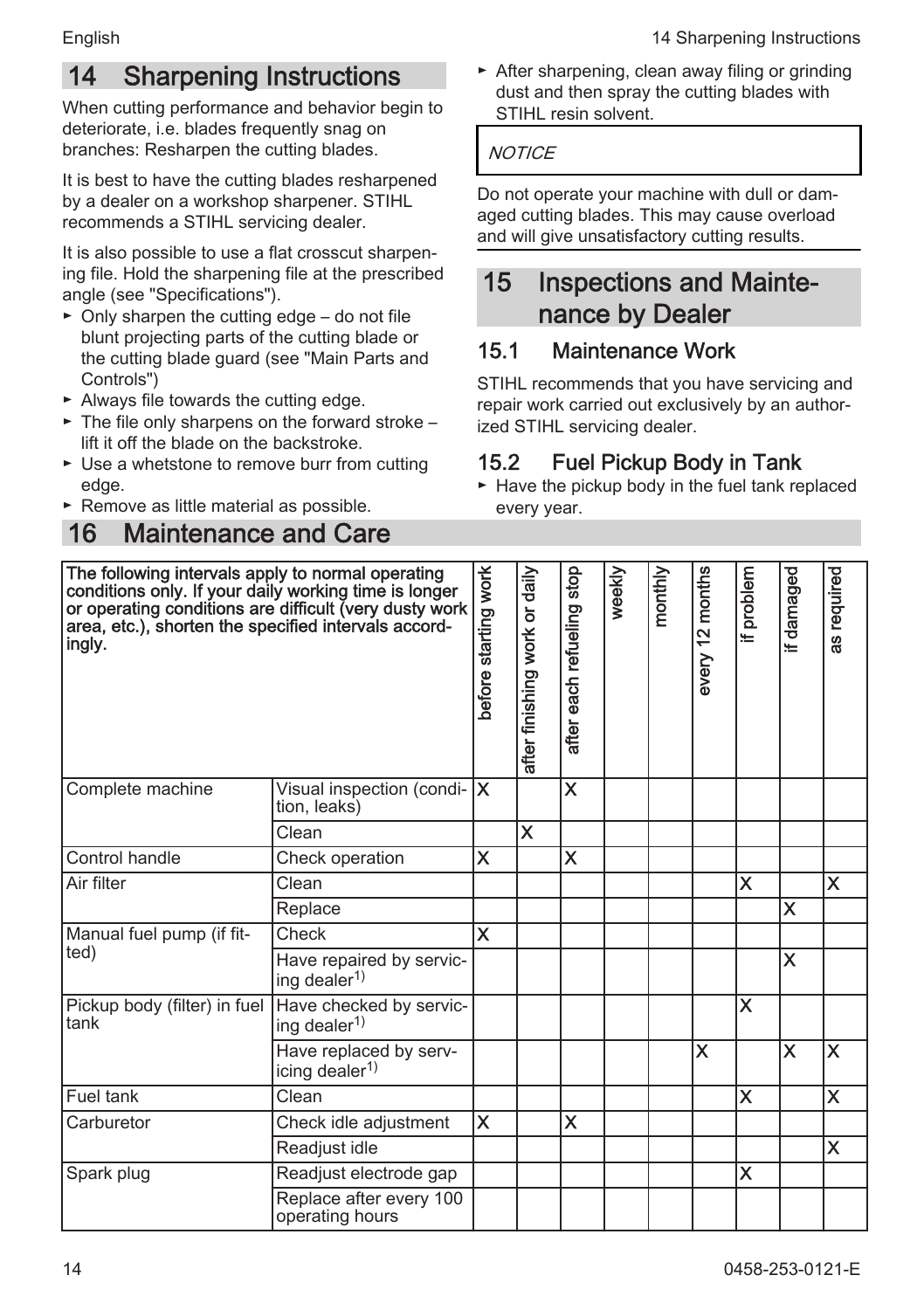## 14 Sharpening Instructions

When cutting performance and behavior begin to deteriorate, i.e. blades frequently snag on branches: Resharpen the cutting blades.

It is best to have the cutting blades resharpened by a dealer on a workshop sharpener. STIHL recommends a STIHL servicing dealer.

It is also possible to use a flat crosscut sharpening file. Hold the sharpening file at the prescribed angle (see "Specifications").

- Only sharpen the cutting edge – do not file blunt projecting parts of the cutting blade or the cutting blade guard (see "Main Parts and Controls")
- Always file towards the cutting edge.
- The file only sharpens on the forward stroke – lift it off the blade on the backstroke.
- Use a whetstone to remove burr from cutting edge.
- Remove as little material as possible.
- After sharpening, clean away filing or grinding dust and then spray the cutting blades with STIHL resin solvent.

*NOTICE*

Do not operate your machine with dull or damaged cutting blades. This may cause overload and will give unsatisfactory cutting results.

## 15 Inspections and Maintenance by Dealer

### 15.1 Maintenance Work

STIHL recommends that you have servicing and repair work carried out exclusively by an authorized STIHL servicing dealer.

### 15.2 Fuel Pickup Body in Tank

- Have the pickup body in the fuel tank replaced every year.

## 16 Maintenance and Care

| The following intervals apply to normal operating conditions only. If your daily working time is longer or operating conditions are difficult (very dusty work area, etc.), shorten the specified intervals accordingly. | | before starting work | after finishing work or daily | after each refueling stop | weekly | monthly | every 12 months | if problem | if damaged | as required |
|---|---|---|---|---|---|---|---|---|---|---|
| Complete machine | Visual inspection (condition, leaks) | X | | X | | | | | | |
| | Clean | | X | | | | | | | |
| Control handle | Check operation | X | | X | | | | | | |
| Air filter | Clean | | | | | | | X | | X |
| | Replace | | | | | | | | X | |
| Manual fuel pump (if fitted) | Check | X | | | | | | | | |
| | Have repaired by servicing dealer[1)] | | | | | | | | X | |
| Pickup body (filter) in fuel tank | Have checked by servicing dealer[1)] | | | | | | | X | | |
| | Have replaced by servicing dealer[1)] | | | | | | X | | X | X |
| Fuel tank | Clean | | | | | | | X | | X |
| Carburetor | Check idle adjustment | X | | X | | | | | | |
| | Readjust idle | | | | | | | | | X |
| Spark plug | Readjust electrode gap | | | | | | | X | | |
| | Replace after every 100 operating hours | | | | | | | | | |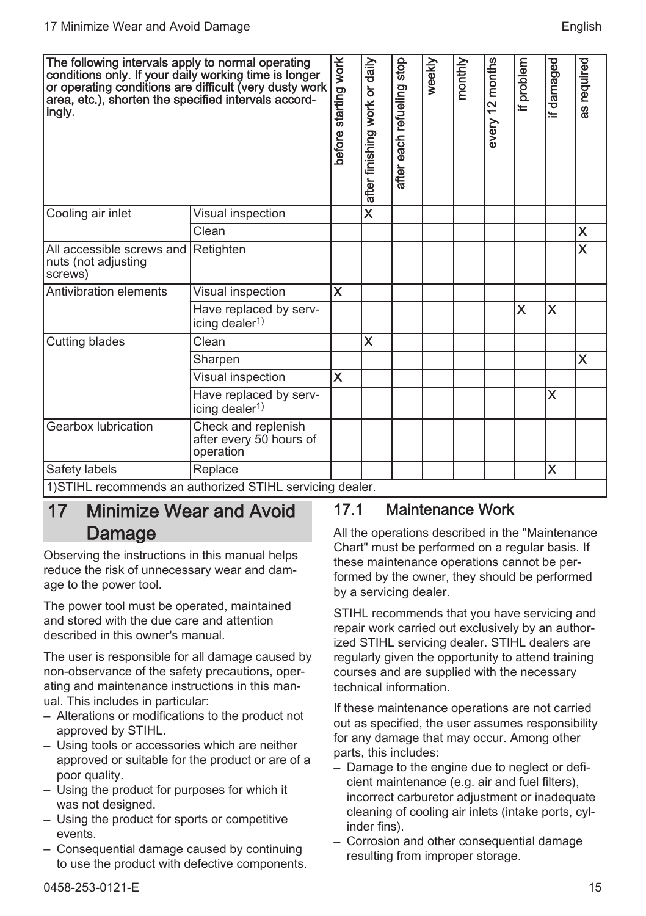| The following intervals apply to normal operating conditions only. If your daily working time is longer or operating conditions are difficult (very dusty work area, etc.), shorten the specified intervals accordingly. | | before starting work | after finishing work or daily | after each refueling stop | weekly | monthly | every 12 months | if problem | if damaged | as required |
|---|---|---|---|---|---|---|---|---|---|---|
| Cooling air inlet | Visual inspection | | X | | | | | | | |
| | Clean | | | | | | | | | X |
| All accessible screws and nuts (not adjusting screws) | Retighten | | | | | | | | | X |
| Antivibration elements | Visual inspection | X | | | | | | | | |
| | Have replaced by servicing dealer[1)] | | | | | | | X | X | |
| Cutting blades | Clean | | X | | | | | | | |
| | Sharpen | | | | | | | | | X |
| | Visual inspection | X | | | | | | | | |
| | Have replaced by servicing dealer[1)] | | | | | | | | X | |
| Gearbox lubrication | Check and replenish after every 50 hours of operation | | | | | | | | | |
| Safety labels | Replace | | | | | | | | X | |

1)STIHL recommends an authorized STIHL servicing dealer.

# 17 Minimize Wear and Avoid Damage

Observing the instructions in this manual helps reduce the risk of unnecessary wear and damage to the power tool.

The power tool must be operated, maintained and stored with the due care and attention described in this owner's manual.

The user is responsible for all damage caused by non-observance of the safety precautions, operating and maintenance instructions in this manual. This includes in particular:

– Alterations or modifications to the product not approved by STIHL.
– Using tools or accessories which are neither approved or suitable for the product or are of a poor quality.
– Using the product for purposes for which it was not designed.
– Using the product for sports or competitive events.
– Consequential damage caused by continuing to use the product with defective components.

## 17.1 Maintenance Work

All the operations described in the "Maintenance Chart" must be performed on a regular basis. If these maintenance operations cannot be performed by the owner, they should be performed by a servicing dealer.

STIHL recommends that you have servicing and repair work carried out exclusively by an authorized STIHL servicing dealer. STIHL dealers are regularly given the opportunity to attend training courses and are supplied with the necessary technical information.

If these maintenance operations are not carried out as specified, the user assumes responsibility for any damage that may occur. Among other parts, this includes:

– Damage to the engine due to neglect or deficient maintenance (e.g. air and fuel filters), incorrect carburetor adjustment or inadequate cleaning of cooling air inlets (intake ports, cylinder fins).
– Corrosion and other consequential damage resulting from improper storage.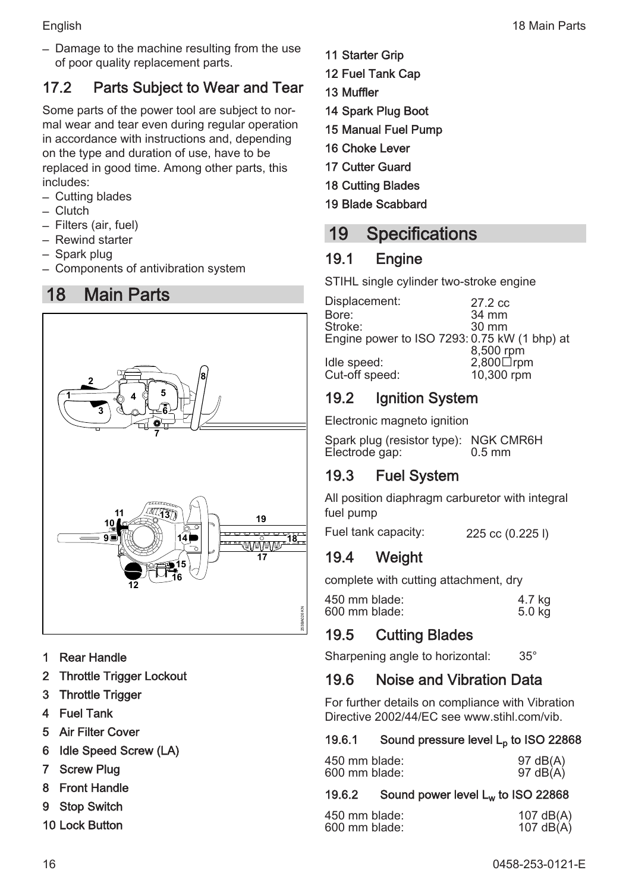– Damage to the machine resulting from the use of poor quality replacement parts.

## 17.2 Parts Subject to Wear and Tear

Some parts of the power tool are subject to normal wear and tear even during regular operation in accordance with instructions and, depending on the type and duration of use, have to be replaced in good time. Among other parts, this includes:

– Cutting blades
– Clutch
– Filters (air, fuel)
– Rewind starter
– Spark plug
– Components of antivibration system

# 18 Main Parts

1 Rear Handle
2 Throttle Trigger Lockout
3 Throttle Trigger
4 Fuel Tank
5 Air Filter Cover
6 Idle Speed Screw (LA)
7 Screw Plug
8 Front Handle
9 Stop Switch
10 Lock Button
11 Starter Grip
12 Fuel Tank Cap
13 Muffler
14 Spark Plug Boot
15 Manual Fuel Pump
16 Choke Lever
17 Cutter Guard
18 Cutting Blades
19 Blade Scabbard

# 19 Specifications

## 19.1 Engine

STIHL single cylinder two-stroke engine

| | |
|---|---|
| Displacement: | 27.2 cc |
| Bore: | 34 mm |
| Stroke: | 30 mm |
| Engine power to ISO 7293: | 0.75 kW (1 bhp) at 8,500 rpm |
| Idle speed: | 2,800 rpm |
| Cut-off speed: | 10,300 rpm |

## 19.2 Ignition System

Electronic magneto ignition

| | |
|---|---|
| Spark plug (resistor type): | NGK CMR6H |
| Electrode gap: | 0.5 mm |

## 19.3 Fuel System

All position diaphragm carburetor with integral fuel pump

| | |
|---|---|
| Fuel tank capacity: | 225 cc (0.225 l) |

## 19.4 Weight

complete with cutting attachment, dry

| | |
|---|---|
| 450 mm blade: | 4.7 kg |
| 600 mm blade: | 5.0 kg |

## 19.5 Cutting Blades

| | |
|---|---|
| Sharpening angle to horizontal: | 35° |

## 19.6 Noise and Vibration Data

For further details on compliance with Vibration Directive 2002/44/EC see www.stihl.com/vib.

### 19.6.1 Sound pressure level $L_p$ to ISO 22868

| | |
|---|---|
| 450 mm blade: | 97 dB(A) |
| 600 mm blade: | 97 dB(A) |

### 19.6.2 Sound power level $L_w$ to ISO 22868

| | |
|---|---|
| 450 mm blade: | 107 dB(A) |
| 600 mm blade: | 107 dB(A) |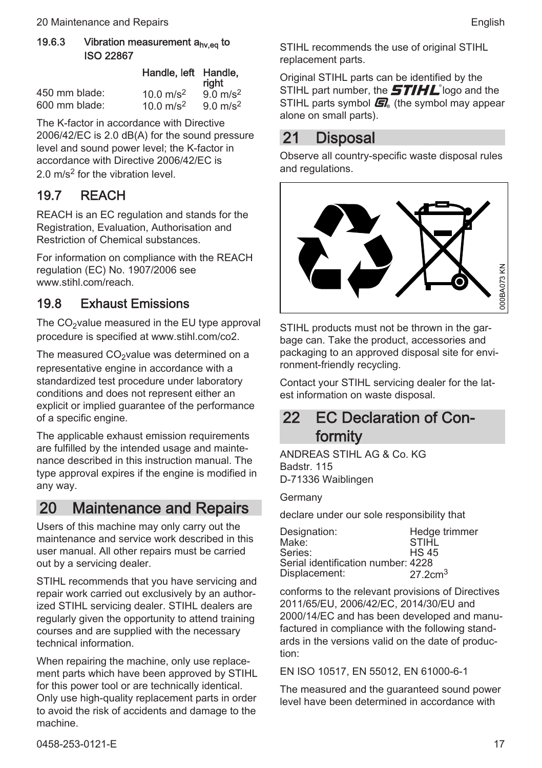#### 19.6.3 Vibration measurement $a_{hv,eq}$ to ISO 22867

| | Handle, left | Handle, right |
|---|---|---|
| 450 mm blade: | 10.0 $m/s^2$ | 9.0 $m/s^2$ |
| 600 mm blade: | 10.0 $m/s^2$ | 9.0 $m/s^2$ |

The K-factor in accordance with Directive 2006/42/EC is 2.0 dB(A) for the sound pressure level and sound power level; the K-factor in accordance with Directive 2006/42/EC is 2.0 $m/s^2$ for the vibration level.

### 19.7 REACH

REACH is an EC regulation and stands for the Registration, Evaluation, Authorisation and Restriction of Chemical substances.

For information on compliance with the REACH regulation (EC) No. 1907/2006 see www.stihl.com/reach.

### 19.8 Exhaust Emissions

The $CO_2$value measured in the EU type approval procedure is specified at www.stihl.com/co2.

The measured $CO_2$value was determined on a representative engine in accordance with a standardized test procedure under laboratory conditions and does not represent either an explicit or implied guarantee of the performance of a specific engine.

The applicable exhaust emission requirements are fulfilled by the intended usage and maintenance described in this instruction manual. The type approval expires if the engine is modified in any way.

## 20 Maintenance and Repairs

Users of this machine may only carry out the maintenance and service work described in this user manual. All other repairs must be carried out by a servicing dealer.

STIHL recommends that you have servicing and repair work carried out exclusively by an authorized STIHL servicing dealer. STIHL dealers are regularly given the opportunity to attend training courses and are supplied with the necessary technical information.

When repairing the machine, only use replacement parts which have been approved by STIHL for this power tool or are technically identical. Only use high-quality replacement parts in order to avoid the risk of accidents and damage to the machine.

STIHL recommends the use of original STIHL replacement parts.

Original STIHL parts can be identified by the STIHL part number, the STIHL logo and the STIHL parts symbol (the symbol may appear alone on small parts).

## 21 Disposal

Observe all country-specific waste disposal rules and regulations.

000BA073 KN

STIHL products must not be thrown in the garbage can. Take the product, accessories and packaging to an approved disposal site for environment-friendly recycling.

Contact your STIHL servicing dealer for the latest information on waste disposal.

## 22 EC Declaration of Conformity

ANDREAS STIHL AG & Co. KG
Badstr. 115
D-71336 Waiblingen

Germany

declare under our sole responsibility that

| | |
|---|---|
| Designation: | Hedge trimmer |
| Make: | STIHL |
| Series: | HS 45 |
| Serial identification number: | 4228 |
| Displacement: | 27.2$cm^3$ |

conforms to the relevant provisions of Directives 2011/65/EU, 2006/42/EC, 2014/30/EU and 2000/14/EC and has been developed and manufactured in compliance with the following standards in the versions valid on the date of production:

EN ISO 10517, EN 55012, EN 61000-6-1

The measured and the guaranteed sound power level have been determined in accordance with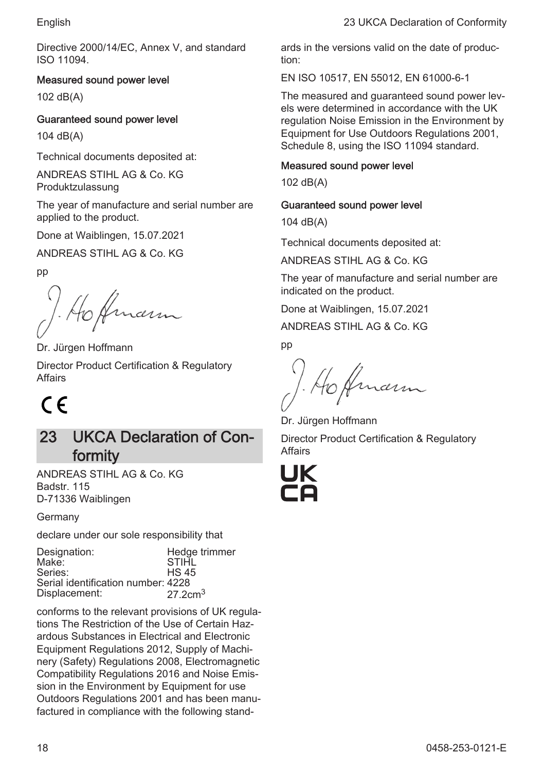Directive 2000/14/EC, Annex V, and standard ISO 11094.

**Measured sound power level**

102 dB(A)

**Guaranteed sound power level**

104 dB(A)

Technical documents deposited at:

ANDREAS STIHL AG & Co. KG
Produktzulassung

The year of manufacture and serial number are applied to the product.

Done at Waiblingen, 15.07.2021

ANDREAS STIHL AG & Co. KG

pp

Dr. Jürgen Hoffmann

Director Product Certification & Regulatory Affairs

CE

## 23 UKCA Declaration of Conformity

ANDREAS STIHL AG & Co. KG
Badstr. 115
D-71336 Waiblingen

Germany

declare under our sole responsibility that

| | |
|---|---|
| Designation: | Hedge trimmer |
| Make: | STIHL |
| Series: | HS 45 |
| Serial identification number: | 4228 |
| Displacement: | 27.2cm$^3$ |

conforms to the relevant provisions of UK regulations The Restriction of the Use of Certain Hazardous Substances in Electrical and Electronic Equipment Regulations 2012, Supply of Machinery (Safety) Regulations 2008, Electromagnetic Compatibility Regulations 2016 and Noise Emission in the Environment by Equipment for use Outdoors Regulations 2001 and has been manufactured in compliance with the following standards in the versions valid on the date of production:

EN ISO 10517, EN 55012, EN 61000-6-1

The measured and guaranteed sound power levels were determined in accordance with the UK regulation Noise Emission in the Environment by Equipment for Use Outdoors Regulations 2001, Schedule 8, using the ISO 11094 standard.

**Measured sound power level**

102 dB(A)

**Guaranteed sound power level**

104 dB(A)

Technical documents deposited at:

ANDREAS STIHL AG & Co. KG

The year of manufacture and serial number are indicated on the product.

Done at Waiblingen, 15.07.2021

ANDREAS STIHL AG & Co. KG

pp

Dr. Jürgen Hoffmann

Director Product Certification & Regulatory Affairs

UK CA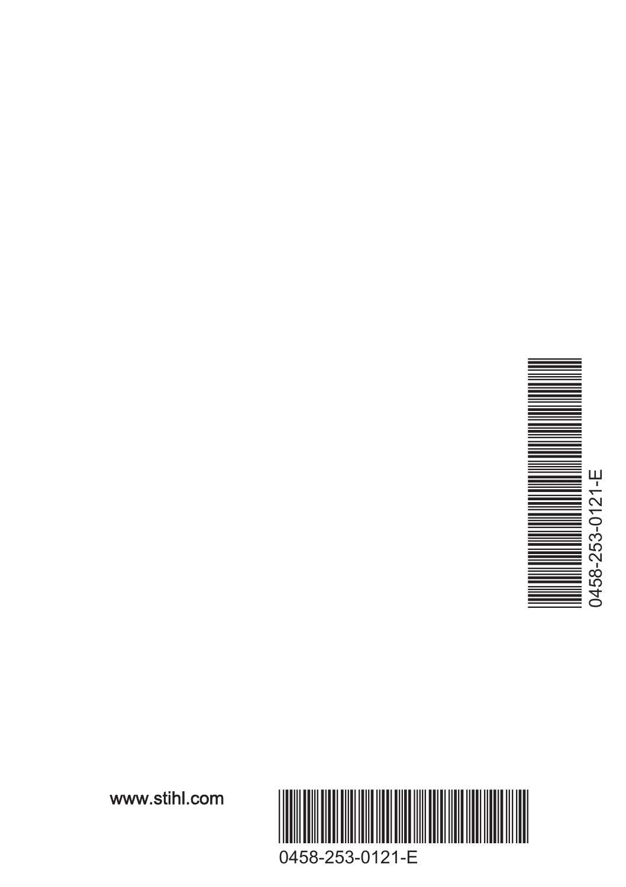0458-253-0121-E

www.stihl.com

0458-253-0121-E